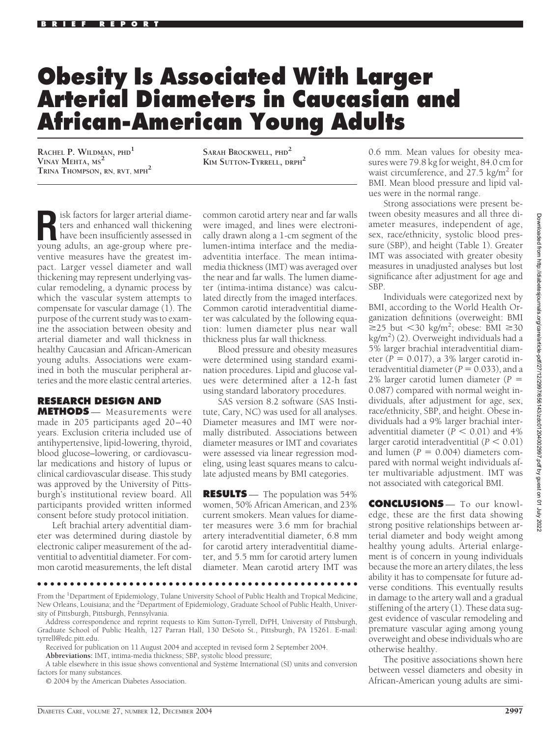BRIEF REPORT

# Obesity Is Associated With Larger Arterial Diameters in Caucasian and African-American Young Adults

RACHEL P. WILDMAN, PHD[1]
VINAY MEHTA, MS[2]
TRINA THOMPSON, RN, RVT, MPH[2]
SARAH BROCKWELL, PHD[2]
KIM SUTTON-TYRRELL, DRPH[2]

Risk factors for larger arterial diameters and enhanced wall thickening have been insufficiently assessed in young adults, an age-group where preventive measures have the greatest impact. Larger vessel diameter and wall thickening may represent underlying vascular remodeling, a dynamic process by which the vascular system attempts to compensate for vascular damage (1). The purpose of the current study was to examine the association between obesity and arterial diameter and wall thickness in healthy Caucasian and African-American young adults. Associations were examined in both the muscular peripheral arteries and the more elastic central arteries.

## RESEARCH DESIGN AND METHODS

— Measurements were made in 205 participants aged 20–40 years. Exclusion criteria included use of antihypertensive, lipid-lowering, thyroid, blood glucose–lowering, or cardiovascular medications and history of lupus or clinical cardiovascular disease. This study was approved by the University of Pittsburgh's institutional review board. All participants provided written informed consent before study protocol initiation.

Left brachial artery adventitial diameter was determined during diastole by electronic caliper measurement of the adventitial to adventitial diameter. For common carotid measurements, the left distal common carotid artery near and far walls were imaged, and lines were electronically drawn along a 1-cm segment of the lumen-intima interface and the media-adventitia interface. The mean intima-media thickness (IMT) was averaged over the near and far walls. The lumen diameter (intima-intima distance) was calculated directly from the imaged interfaces. Common carotid interadventitial diameter was calculated by the following equation: lumen diameter plus near wall thickness plus far wall thickness.

Blood pressure and obesity measures were determined using standard examination procedures. Lipid and glucose values were determined after a 12-h fast using standard laboratory procedures.

SAS version 8.2 software (SAS Institute, Cary, NC) was used for all analyses. Diameter measures and IMT were normally distributed. Associations between diameter measures or IMT and covariates were assessed via linear regression modeling, using least squares means to calculate adjusted means by BMI categories.

## RESULTS

— The population was 54% women, 50% African American, and 23% current smokers. Mean values for diameter measures were 3.6 mm for brachial artery interadventitial diameter, 6.8 mm for carotid artery interadventitial diameter, and 5.5 mm for carotid artery lumen diameter. Mean carotid artery IMT was 0.6 mm. Mean values for obesity measures were 79.8 kg for weight, 84.0 cm for waist circumference, and 27.5 kg/m$^2$ for BMI. Mean blood pressure and lipid values were in the normal range.

Strong associations were present between obesity measures and all three diameter measures, independent of age, sex, race/ethnicity, systolic blood pressure (SBP), and height (Table 1). Greater IMT was associated with greater obesity measures in unadjusted analyses but lost significance after adjustment for age and SBP.

Individuals were categorized next by BMI, according to the World Health Organization definitions (overweight: BMI $\geq$25 but $<$30 kg/m$^2$; obese: BMI $\geq$30 kg/m$^2$) (2). Overweight individuals had a 5% larger brachial interadventitial diameter ($P = 0.017$), a 3% larger carotid interadventitial diameter ($P = 0.033$), and a 2% larger carotid lumen diameter ($P = 0.087$) compared with normal weight individuals, after adjustment for age, sex, race/ethnicity, SBP, and height. Obese individuals had a 9% larger brachial interadventitial diameter ($P < 0.01$) and 4% larger carotid interadventitial ($P < 0.01$) and lumen ($P = 0.004$) diameters compared with normal weight individuals after multivariable adjustment. IMT was not associated with categorical BMI.

## CONCLUSIONS

— To our knowledge, these are the first data showing strong positive relationships between arterial diameter and body weight among healthy young adults. Arterial enlargement is of concern in young individuals because the more an artery dilates, the less ability it has to compensate for future adverse conditions. This eventually results in damage to the artery wall and a gradual stiffening of the artery (1). These data suggest evidence of vascular remodeling and premature vascular aging among young overweight and obese individuals who are otherwise healthy.

The positive associations shown here between vessel diameters and obesity in African-American young adults are simi-

---

From the [1]Department of Epidemiology, Tulane University School of Public Health and Tropical Medicine, New Orleans, Louisiana; and the [2]Department of Epidemiology, Graduate School of Public Health, University of Pittsburgh, Pittsburgh, Pennsylvania.

Address correspondence and reprint requests to Kim Sutton-Tyrrell, DrPH, University of Pittsburgh, Graduate School of Public Health, 127 Parran Hall, 130 DeSoto St., Pittsburgh, PA 15261. E-mail: tyrrell@edc.pitt.edu.

Received for publication on 11 August 2004 and accepted in revised form 2 September 2004.

**Abbreviations:** IMT, intima-media thickness; SBP, systolic blood pressure;

A table elsewhere in this issue shows conventional and Système International (SI) units and conversion factors for many substances.

© 2004 by the American Diabetes Association.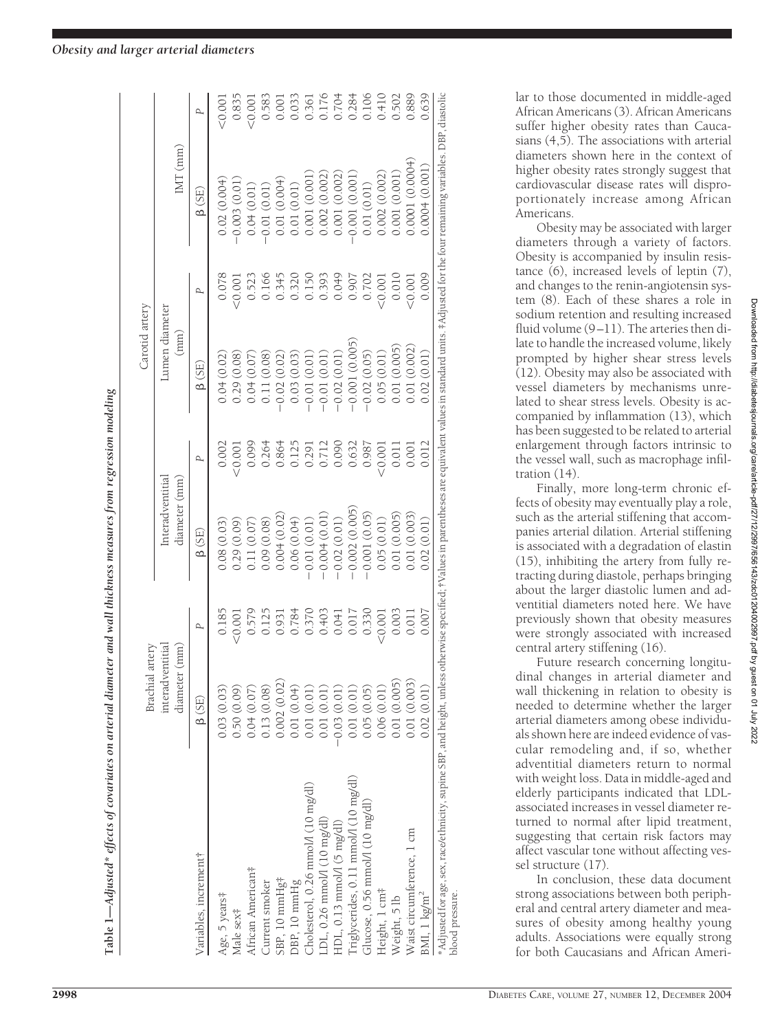**Table 1—Adjusted* effects of covariates on arterial diameter and wall thickness measures from regression modeling**

| Variables, increment† | Brachial artery interadventitial diameter (mm) | | Carotid artery Interadventitial diameter (mm) | | Carotid artery Lumen diameter (mm) | | Carotid artery IMT (mm) | |
|---|---|---|---|---|---|---|---|---|
| | β (SE) | P | β (SE) | P | β (SE) | P | β (SE) | P |
| Age, 5 years‡ | 0.03 (0.03) | 0.185 | 0.08 (0.03) | 0.002 | 0.04 (0.02) | 0.078 | 0.02 (0.004) | <0.001 |
| Male sex‡ | 0.50 (0.09) | <0.001 | 0.29 (0.09) | <0.001 | 0.29 (0.08) | <0.001 | −0.003 (0.01) | 0.835 |
| African American‡ | 0.04 (0.07) | 0.579 | 0.11 (0.07) | 0.099 | 0.04 (0.07) | 0.523 | 0.04 (0.01) | <0.001 |
| Current smoker | 0.13 (0.08) | 0.125 | 0.09 (0.08) | 0.264 | 0.11 (0.08) | 0.166 | −0.01 (0.01) | 0.583 |
| SBP, 10 mmHg‡ | 0.002 (0.02) | 0.931 | 0.004 (0.02) | 0.864 | −0.02 (0.02) | 0.345 | 0.01 (0.004) | 0.001 |
| DBP, 10 mmHg | 0.01 (0.04) | 0.784 | 0.06 (0.04) | 0.125 | 0.03 (0.03) | 0.320 | 0.01 (0.01) | 0.033 |
| Cholesterol, 0.26 mmol/l (10 mg/dl) | 0.01 (0.01) | 0.370 | −0.01 (0.01) | 0.291 | −0.01 (0.01) | 0.150 | 0.001 (0.001) | 0.361 |
| LDL, 0.26 mmol/l (10 mg/dl) | 0.01 (0.01) | 0.403 | −0.004 (0.01) | 0.712 | −0.01 (0.01) | 0.393 | 0.002 (0.002) | 0.176 |
| HDL, 0.13 mmol/l (5 mg/dl) | −0.03 (0.01) | 0.041 | −0.02 (0.01) | 0.090 | −0.02 (0.01) | 0.049 | 0.001 (0.002) | 0.704 |
| Triglycerides, 0.11 mmol/l (10 mg/dl) | 0.01 (0.01) | 0.017 | −0.002 (0.005) | 0.632 | −0.001 (0.005) | 0.907 | −0.001 (0.001) | 0.284 |
| Glucose, 0.56 mmol/l (10 mg/dl) | 0.05 (0.05) | 0.330 | −0.001 (0.05) | 0.987 | −0.02 (0.05) | 0.702 | 0.01 (0.01) | 0.106 |
| Height, 1 cm‡ | 0.06 (0.01) | <0.001 | 0.05 (0.01) | <0.001 | 0.05 (0.01) | <0.001 | 0.002 (0.002) | 0.410 |
| Weight, 5 lb | 0.01 (0.005) | 0.003 | 0.01 (0.005) | 0.011 | 0.01 (0.005) | 0.010 | 0.001 (0.001) | 0.502 |
| Waist circumference, 1 cm | 0.01 (0.003) | 0.011 | 0.01 (0.003) | 0.001 | 0.01 (0.002) | <0.001 | 0.0001 (0.0004) | 0.889 |
| BMI, 1 kg/m² | 0.02 (0.01) | 0.007 | 0.02 (0.01) | 0.012 | 0.02 (0.01) | 0.009 | 0.0004 (0.001) | 0.639 |

*Adjusted for age, sex, race/ethnicity, supine SBP, and height, unless otherwise specified; †Values in parentheses are equivalent values in standard units. ‡Adjusted for the four remaining variables. DBP, diastolic blood pressure.

lar to those documented in middle-aged African Americans (3). African Americans suffer higher obesity rates than Caucasians (4,5). The associations with arterial diameters shown here in the context of higher obesity rates strongly suggest that cardiovascular disease rates will disproportionately increase among African Americans.

Obesity may be associated with larger diameters through a variety of factors. Obesity is accompanied by insulin resistance (6), increased levels of leptin (7), and changes to the renin-angiotensin system (8). Each of these shares a role in sodium retention and resulting increased fluid volume (9–11). The arteries then dilate to handle the increased volume, likely prompted by higher shear stress levels (12). Obesity may also be associated with vessel diameters by mechanisms unrelated to shear stress levels. Obesity is accompanied by inflammation (13), which has been suggested to be related to arterial enlargement through factors intrinsic to the vessel wall, such as macrophage infiltration (14).

Finally, more long-term chronic effects of obesity may eventually play a role, such as the arterial stiffening that accompanies arterial dilation. Arterial stiffening is associated with a degradation of elastin (15), inhibiting the artery from fully retracting during diastole, perhaps bringing about the larger diastolic lumen and adventitial diameters noted here. We have previously shown that obesity measures were strongly associated with increased central artery stiffening (16).

Future research concerning longitudinal changes in arterial diameter and wall thickening in relation to obesity is needed to determine whether the larger arterial diameters among obese individuals shown here are indeed evidence of vascular remodeling and, if so, whether adventitial diameters return to normal with weight loss. Data in middle-aged and elderly participants indicated that LDL-associated increases in vessel diameter returned to normal after lipid treatment, suggesting that certain risk factors may affect vascular tone without affecting vessel structure (17).

In conclusion, these data document strong associations between both peripheral and central artery diameter and measures of obesity among healthy young adults. Associations were equally strong for both Caucasians and African Ameri-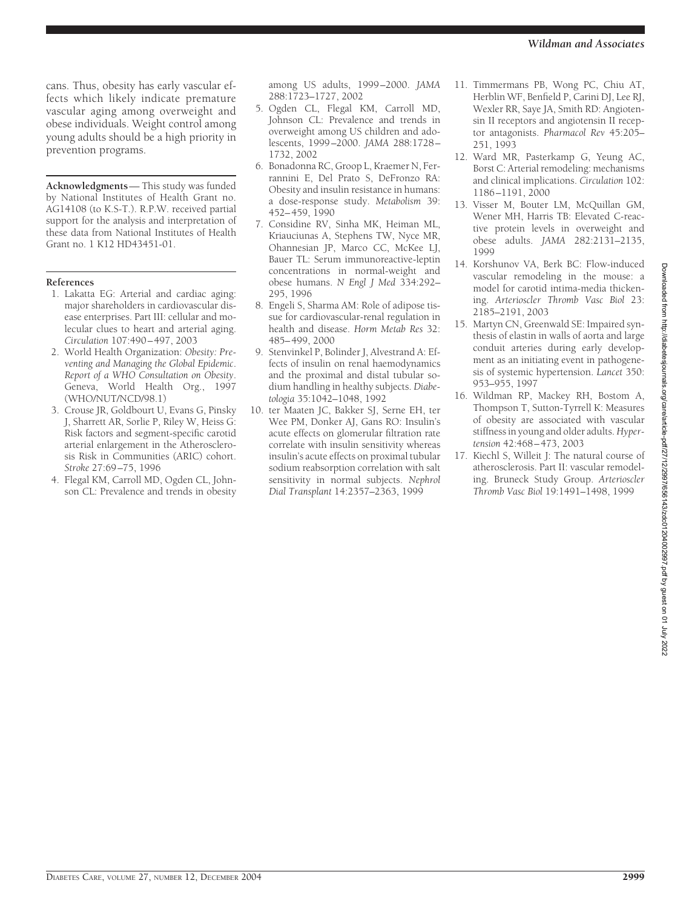cans. Thus, obesity has early vascular effects which likely indicate premature vascular aging among overweight and obese individuals. Weight control among young adults should be a high priority in prevention programs.

**Acknowledgments**— This study was funded by National Institutes of Health Grant no. AG14108 (to K.S-T.). R.P.W. received partial support for the analysis and interpretation of these data from National Institutes of Health Grant no. 1 K12 HD43451-01.

## References

1. Lakatta EG: Arterial and cardiac aging: major shareholders in cardiovascular disease enterprises. Part III: cellular and molecular clues to heart and arterial aging. *Circulation* 107:490–497, 2003
2. World Health Organization: *Obesity: Preventing and Managing the Global Epidemic. Report of a WHO Consultation on Obesity*. Geneva, World Health Org., 1997 (WHO/NUT/NCD/98.1)
3. Crouse JR, Goldbourt U, Evans G, Pinsky J, Sharrett AR, Sorlie P, Riley W, Heiss G: Risk factors and segment-specific carotid arterial enlargement in the Atherosclerosis Risk in Communities (ARIC) cohort. *Stroke* 27:69–75, 1996
4. Flegal KM, Carroll MD, Ogden CL, Johnson CL: Prevalence and trends in obesity among US adults, 1999–2000. *JAMA* 288:1723–1727, 2002
5. Ogden CL, Flegal KM, Carroll MD, Johnson CL: Prevalence and trends in overweight among US children and adolescents, 1999–2000. *JAMA* 288:1728–1732, 2002
6. Bonadonna RC, Groop L, Kraemer N, Ferrannini E, Del Prato S, DeFronzo RA: Obesity and insulin resistance in humans: a dose-response study. *Metabolism* 39: 452–459, 1990
7. Considine RV, Sinha MK, Heiman ML, Kriauciunas A, Stephens TW, Nyce MR, Ohannesian JP, Marco CC, McKee LJ, Bauer TL: Serum immunoreactive-leptin concentrations in normal-weight and obese humans. *N Engl J Med* 334:292–295, 1996
8. Engeli S, Sharma AM: Role of adipose tissue for cardiovascular-renal regulation in health and disease. *Horm Metab Res* 32: 485–499, 2000
9. Stenvinkel P, Bolinder J, Alvestrand A: Effects of insulin on renal haemodynamics and the proximal and distal tubular sodium handling in healthy subjects. *Diabetologia* 35:1042–1048, 1992
10. ter Maaten JC, Bakker SJ, Serne EH, ter Wee PM, Donker AJ, Gans RO: Insulin's acute effects on glomerular filtration rate correlate with insulin sensitivity whereas insulin's acute effects on proximal tubular sodium reabsorption correlation with salt sensitivity in normal subjects. *Nephrol Dial Transplant* 14:2357–2363, 1999
11. Timmermans PB, Wong PC, Chiu AT, Herblin WF, Benfield P, Carini DJ, Lee RJ, Wexler RR, Saye JA, Smith RD: Angiotensin II receptors and angiotensin II receptor antagonists. *Pharmacol Rev* 45:205–251, 1993
12. Ward MR, Pasterkamp G, Yeung AC, Borst C: Arterial remodeling: mechanisms and clinical implications. *Circulation* 102: 1186–1191, 2000
13. Visser M, Bouter LM, McQuillan GM, Wener MH, Harris TB: Elevated C-reactive protein levels in overweight and obese adults. *JAMA* 282:2131–2135, 1999
14. Korshunov VA, Berk BC: Flow-induced vascular remodeling in the mouse: a model for carotid intima-media thickening. *Arterioscler Thromb Vasc Biol* 23: 2185–2191, 2003
15. Martyn CN, Greenwald SE: Impaired synthesis of elastin in walls of aorta and large conduit arteries during early development as an initiating event in pathogenesis of systemic hypertension. *Lancet* 350: 953–955, 1997
16. Wildman RP, Mackey RH, Bostom A, Thompson T, Sutton-Tyrrell K: Measures of obesity are associated with vascular stiffness in young and older adults. *Hypertension* 42:468–473, 2003
17. Kiechl S, Willeit J: The natural course of atherosclerosis. Part II: vascular remodeling. Bruneck Study Group. *Arterioscler Thromb Vasc Biol* 19:1491–1498, 1999